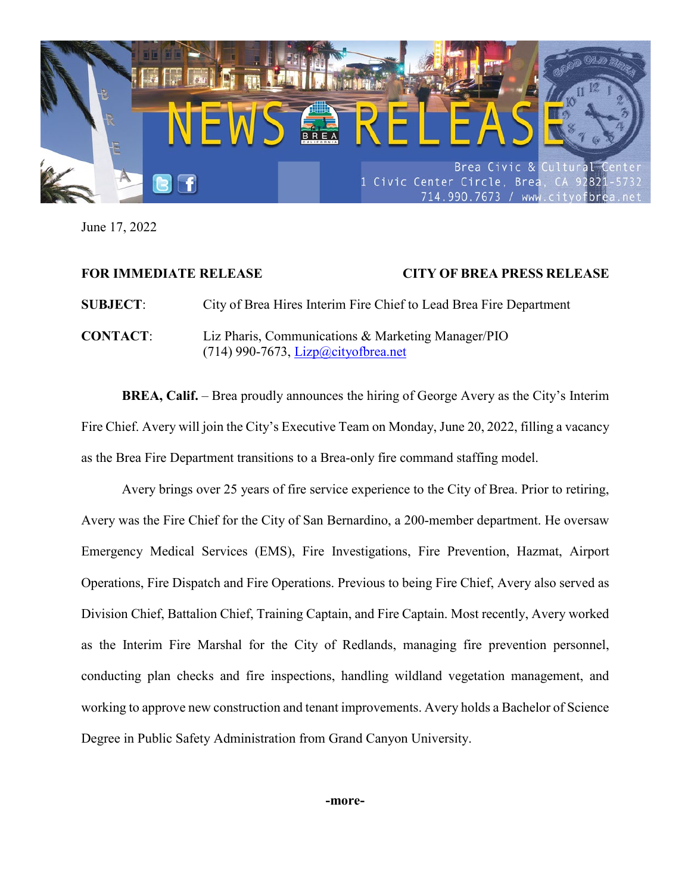# NEWS RELEASE

Brea Civic & Cultural Center
1 Civic Center Circle, Brea, CA 92821-5732
714.990.7673 / www.cityofbrea.net

June 17, 2022

**FOR IMMEDIATE RELEASE** **CITY OF BREA PRESS RELEASE**

**SUBJECT**: City of Brea Hires Interim Fire Chief to Lead Brea Fire Department

**CONTACT**: Liz Pharis, Communications & Marketing Manager/PIO
(714) 990-7673, Lizp@cityofbrea.net

**BREA, Calif.** – Brea proudly announces the hiring of George Avery as the City's Interim Fire Chief. Avery will join the City's Executive Team on Monday, June 20, 2022, filling a vacancy as the Brea Fire Department transitions to a Brea-only fire command staffing model.

Avery brings over 25 years of fire service experience to the City of Brea. Prior to retiring, Avery was the Fire Chief for the City of San Bernardino, a 200-member department. He oversaw Emergency Medical Services (EMS), Fire Investigations, Fire Prevention, Hazmat, Airport Operations, Fire Dispatch and Fire Operations. Previous to being Fire Chief, Avery also served as Division Chief, Battalion Chief, Training Captain, and Fire Captain. Most recently, Avery worked as the Interim Fire Marshal for the City of Redlands, managing fire prevention personnel, conducting plan checks and fire inspections, handling wildland vegetation management, and working to approve new construction and tenant improvements. Avery holds a Bachelor of Science Degree in Public Safety Administration from Grand Canyon University.

**-more-**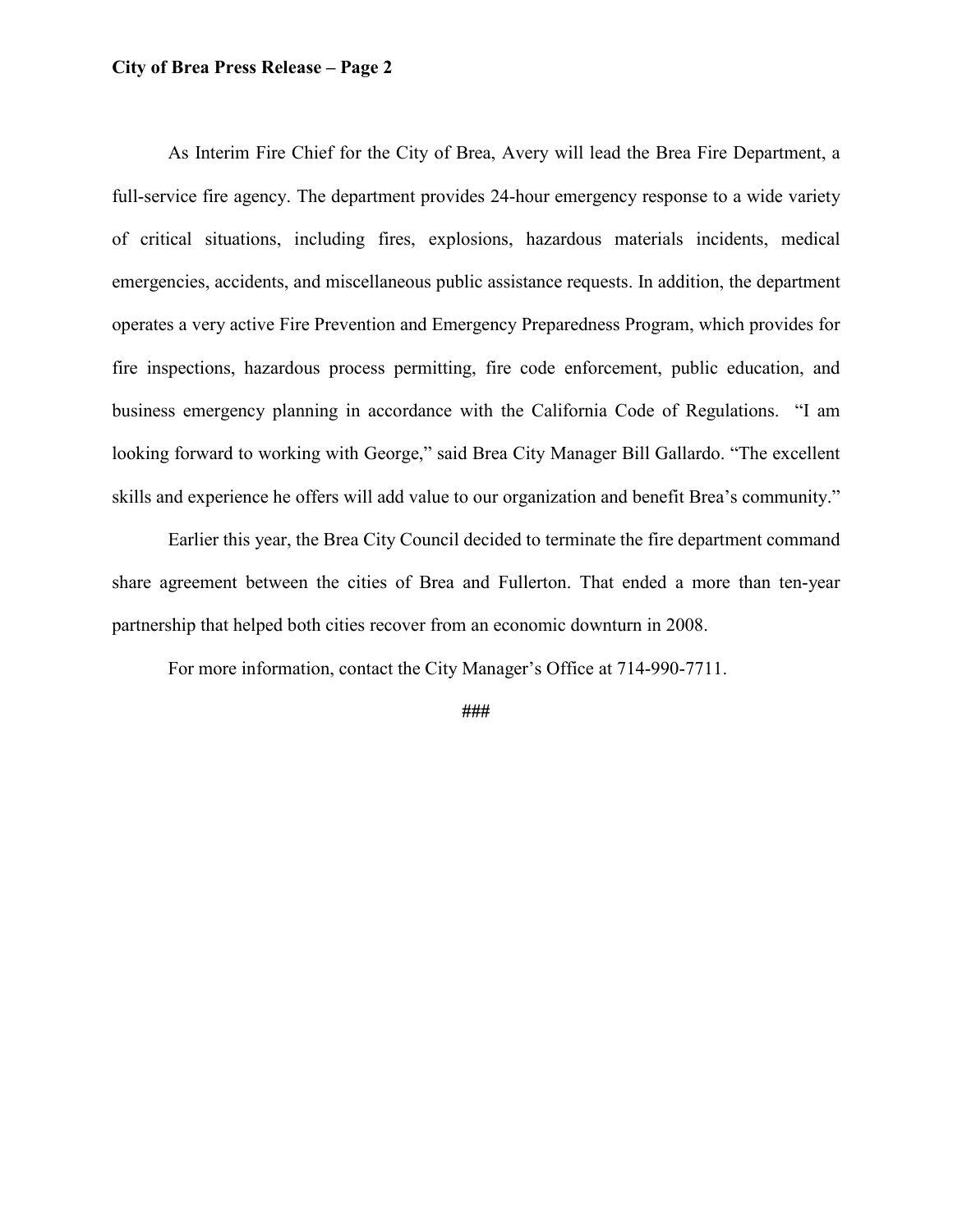As Interim Fire Chief for the City of Brea, Avery will lead the Brea Fire Department, a full-service fire agency. The department provides 24-hour emergency response to a wide variety of critical situations, including fires, explosions, hazardous materials incidents, medical emergencies, accidents, and miscellaneous public assistance requests. In addition, the department operates a very active Fire Prevention and Emergency Preparedness Program, which provides for fire inspections, hazardous process permitting, fire code enforcement, public education, and business emergency planning in accordance with the California Code of Regulations. "I am looking forward to working with George," said Brea City Manager Bill Gallardo. "The excellent skills and experience he offers will add value to our organization and benefit Brea's community."

Earlier this year, the Brea City Council decided to terminate the fire department command share agreement between the cities of Brea and Fullerton. That ended a more than ten-year partnership that helped both cities recover from an economic downturn in 2008.

For more information, contact the City Manager's Office at 714-990-7711.

###